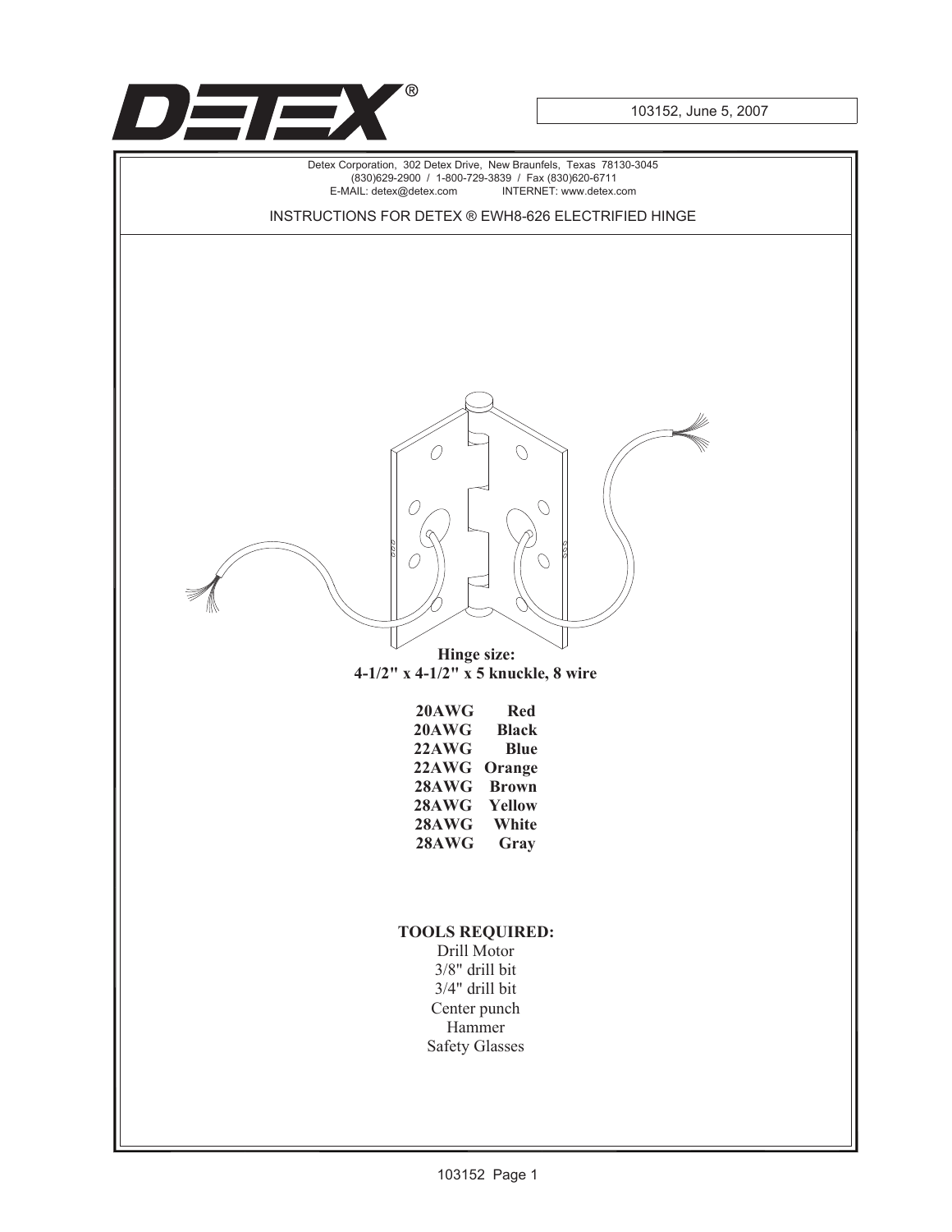DETEX®

103152, June 5, 2007

Detex Corporation, 302 Detex Drive, New Braunfels, Texas 78130-3045
(830)629-2900 / 1-800-729-3839 / Fax (830)620-6711
E-MAIL: detex@detex.com INTERNET: www.detex.com

# INSTRUCTIONS FOR DETEX ® EWH8-626 ELECTRIFIED HINGE

**Hinge size:**
**4-1/2" x 4-1/2" x 5 knuckle, 8 wire**

| | |
|---|---|
| **20AWG** | **Red** |
| **20AWG** | **Black** |
| **22AWG** | **Blue** |
| **22AWG** | **Orange** |
| **28AWG** | **Brown** |
| **28AWG** | **Yellow** |
| **28AWG** | **White** |
| **28AWG** | **Gray** |

**TOOLS REQUIRED:**

Drill Motor
3/8" drill bit
3/4" drill bit
Center punch
Hammer
Safety Glasses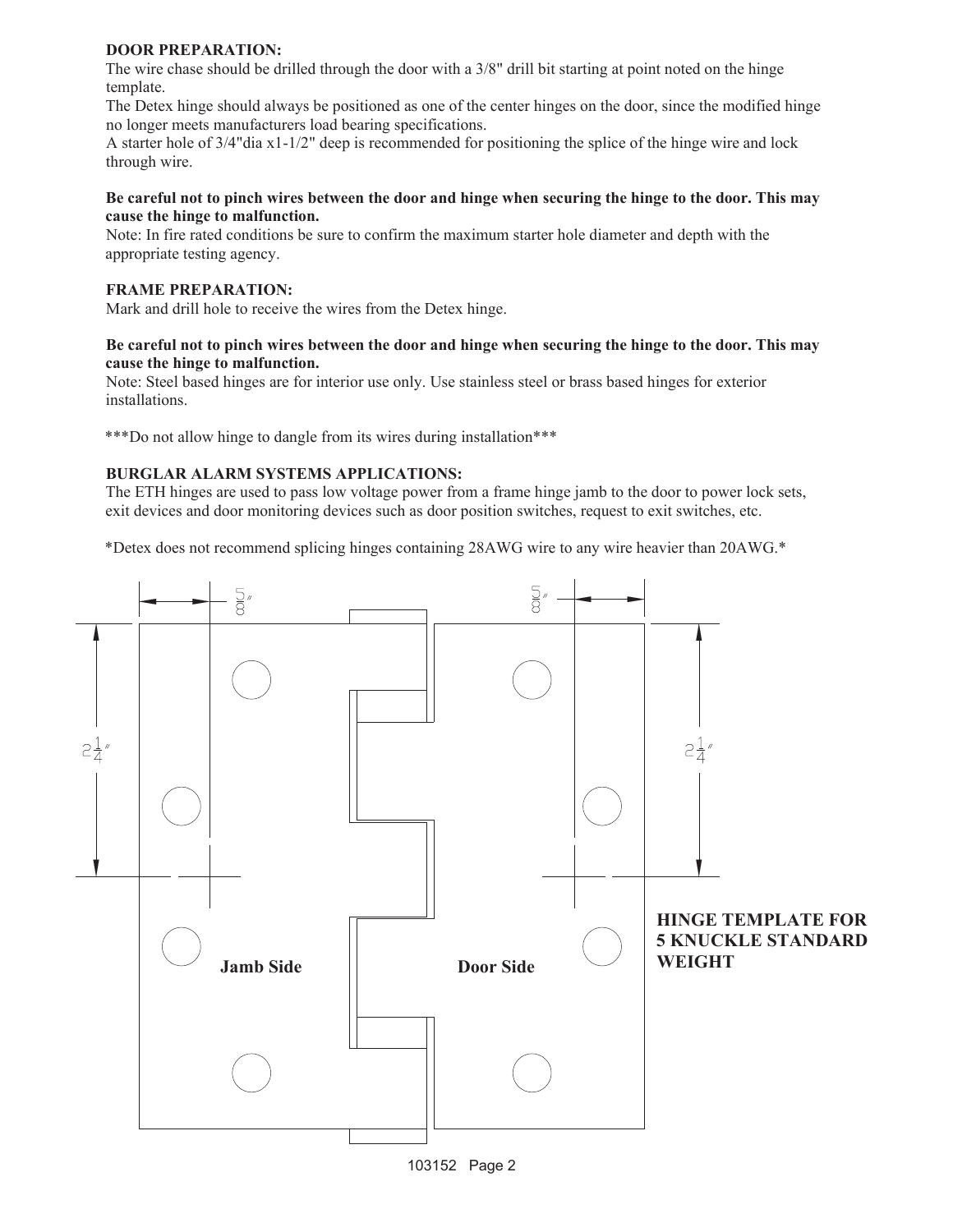**DOOR PREPARATION:**

The wire chase should be drilled through the door with a 3/8" drill bit starting at point noted on the hinge template.

The Detex hinge should always be positioned as one of the center hinges on the door, since the modified hinge no longer meets manufacturers load bearing specifications.

A starter hole of 3/4"dia x1-1/2" deep is recommended for positioning the splice of the hinge wire and lock through wire.

**Be careful not to pinch wires between the door and hinge when securing the hinge to the door. This may cause the hinge to malfunction.**

Note: In fire rated conditions be sure to confirm the maximum starter hole diameter and depth with the appropriate testing agency.

**FRAME PREPARATION:**

Mark and drill hole to receive the wires from the Detex hinge.

**Be careful not to pinch wires between the door and hinge when securing the hinge to the door. This may cause the hinge to malfunction.**

Note: Steel based hinges are for interior use only. Use stainless steel or brass based hinges for exterior installations.

***Do not allow hinge to dangle from its wires during installation***

**BURGLAR ALARM SYSTEMS APPLICATIONS:**

The ETH hinges are used to pass low voltage power from a frame hinge jamb to the door to power lock sets, exit devices and door monitoring devices such as door position switches, request to exit switches, etc.

*Detex does not recommend splicing hinges containing 28AWG wire to any wire heavier than 20AWG.*

5/8"

5/8"

2 1/4"

2 1/4"

Jamb Side

Door Side

**HINGE TEMPLATE FOR 5 KNUCKLE STANDARD WEIGHT**

103152